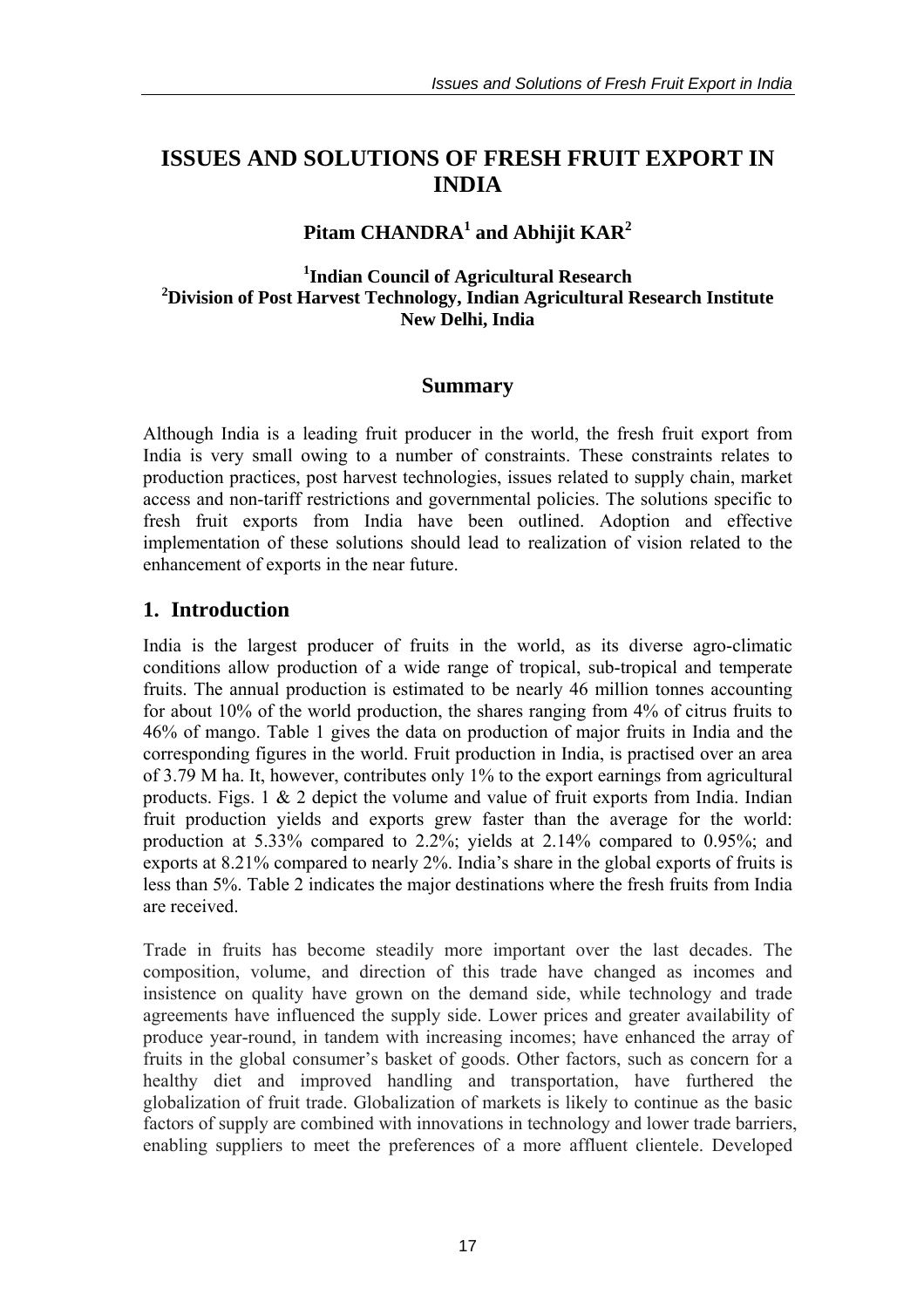# ISSUES AND SOLUTIONS OF FRESH FRUIT EXPORT IN INDIA

**Pitam CHANDRA[1] and Abhijit KAR[2]**

**[1]Indian Council of Agricultural Research**
**[2]Division of Post Harvest Technology, Indian Agricultural Research Institute**
**New Delhi, India**

## Summary

Although India is a leading fruit producer in the world, the fresh fruit export from India is very small owing to a number of constraints. These constraints relates to production practices, post harvest technologies, issues related to supply chain, market access and non-tariff restrictions and governmental policies. The solutions specific to fresh fruit exports from India have been outlined. Adoption and effective implementation of these solutions should lead to realization of vision related to the enhancement of exports in the near future.

## 1. Introduction

India is the largest producer of fruits in the world, as its diverse agro-climatic conditions allow production of a wide range of tropical, sub-tropical and temperate fruits. The annual production is estimated to be nearly 46 million tonnes accounting for about 10% of the world production, the shares ranging from 4% of citrus fruits to 46% of mango. Table 1 gives the data on production of major fruits in India and the corresponding figures in the world. Fruit production in India, is practised over an area of 3.79 M ha. It, however, contributes only 1% to the export earnings from agricultural products. Figs. 1 & 2 depict the volume and value of fruit exports from India. Indian fruit production yields and exports grew faster than the average for the world: production at 5.33% compared to 2.2%; yields at 2.14% compared to 0.95%; and exports at 8.21% compared to nearly 2%. India's share in the global exports of fruits is less than 5%. Table 2 indicates the major destinations where the fresh fruits from India are received.

Trade in fruits has become steadily more important over the last decades. The composition, volume, and direction of this trade have changed as incomes and insistence on quality have grown on the demand side, while technology and trade agreements have influenced the supply side. Lower prices and greater availability of produce year-round, in tandem with increasing incomes; have enhanced the array of fruits in the global consumer's basket of goods. Other factors, such as concern for a healthy diet and improved handling and transportation, have furthered the globalization of fruit trade. Globalization of markets is likely to continue as the basic factors of supply are combined with innovations in technology and lower trade barriers, enabling suppliers to meet the preferences of a more affluent clientele. Developed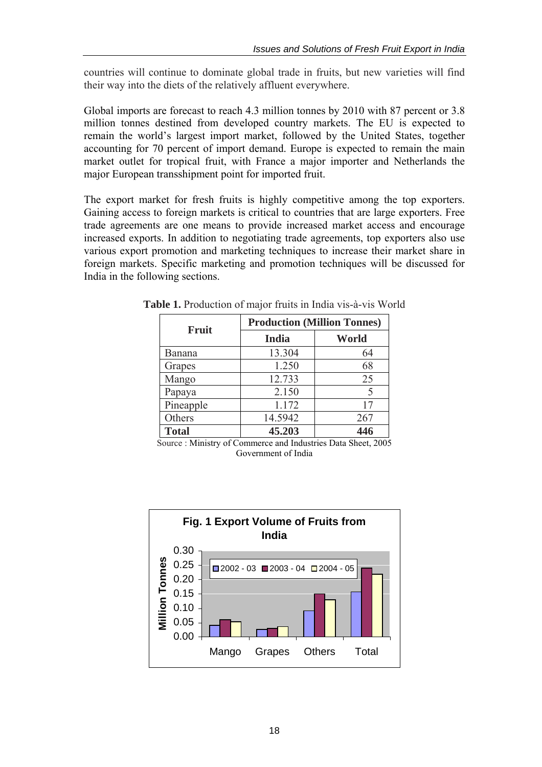countries will continue to dominate global trade in fruits, but new varieties will find their way into the diets of the relatively affluent everywhere.

Global imports are forecast to reach 4.3 million tonnes by 2010 with 87 percent or 3.8 million tonnes destined from developed country markets. The EU is expected to remain the world's largest import market, followed by the United States, together accounting for 70 percent of import demand. Europe is expected to remain the main market outlet for tropical fruit, with France a major importer and Netherlands the major European transshipment point for imported fruit.

The export market for fresh fruits is highly competitive among the top exporters. Gaining access to foreign markets is critical to countries that are large exporters. Free trade agreements are one means to provide increased market access and encourage increased exports. In addition to negotiating trade agreements, top exporters also use various export promotion and marketing techniques to increase their market share in foreign markets. Specific marketing and promotion techniques will be discussed for India in the following sections.

**Table 1.** Production of major fruits in India vis-à-vis World

| Fruit | Production (Million Tonnes) | |
|---|---|---|
| | India | World |
| Banana | 13.304 | 64 |
| Grapes | 1.250 | 68 |
| Mango | 12.733 | 25 |
| Papaya | 2.150 | 5 |
| Pineapple | 1.172 | 17 |
| Others | 14.5942 | 267 |
| **Total** | **45.203** | **446** |

Source : Ministry of Commerce and Industries Data Sheet, 2005 Government of India

**Fig. 1 Export Volume of Fruits from India**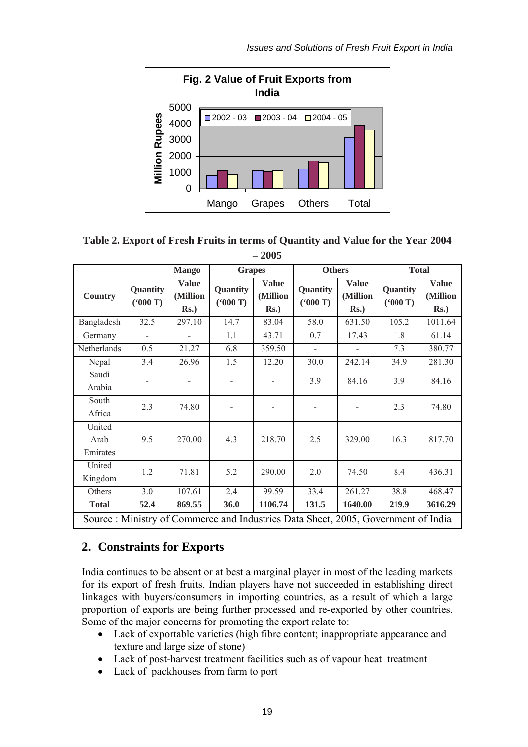Fig. 2 Value of Fruit Exports from India

**Table 2. Export of Fresh Fruits in terms of Quantity and Value for the Year 2004 – 2005**

| Country | Mango | | Grapes | | Others | | Total | |
|---|---|---|---|---|---|---|---|---|
| | Quantity ('000 T) | Value (Million Rs.) | Quantity ('000 T) | Value (Million Rs.) | Quantity ('000 T) | Value (Million Rs.) | Quantity ('000 T) | Value (Million Rs.) |
| Bangladesh | 32.5 | 297.10 | 14.7 | 83.04 | 58.0 | 631.50 | 105.2 | 1011.64 |
| Germany | - | - | 1.1 | 43.71 | 0.7 | 17.43 | 1.8 | 61.14 |
| Netherlands | 0.5 | 21.27 | 6.8 | 359.50 | - | - | 7.3 | 380.77 |
| Nepal | 3.4 | 26.96 | 1.5 | 12.20 | 30.0 | 242.14 | 34.9 | 281.30 |
| Saudi Arabia | - | - | - | - | 3.9 | 84.16 | 3.9 | 84.16 |
| South Africa | 2.3 | 74.80 | - | - | - | - | 2.3 | 74.80 |
| United Arab Emirates | 9.5 | 270.00 | 4.3 | 218.70 | 2.5 | 329.00 | 16.3 | 817.70 |
| United Kingdom | 1.2 | 71.81 | 5.2 | 290.00 | 2.0 | 74.50 | 8.4 | 436.31 |
| Others | 3.0 | 107.61 | 2.4 | 99.59 | 33.4 | 261.27 | 38.8 | 468.47 |
| **Total** | **52.4** | **869.55** | **36.0** | **1106.74** | **131.5** | **1640.00** | **219.9** | **3616.29** |

Source : Ministry of Commerce and Industries Data Sheet, 2005, Government of India

## 2. Constraints for Exports

India continues to be absent or at best a marginal player in most of the leading markets for its export of fresh fruits. Indian players have not succeeded in establishing direct linkages with buyers/consumers in importing countries, as a result of which a large proportion of exports are being further processed and re-exported by other countries. Some of the major concerns for promoting the export relate to:

- Lack of exportable varieties (high fibre content; inappropriate appearance and texture and large size of stone)
- Lack of post-harvest treatment facilities such as of vapour heat treatment
- Lack of packhouses from farm to port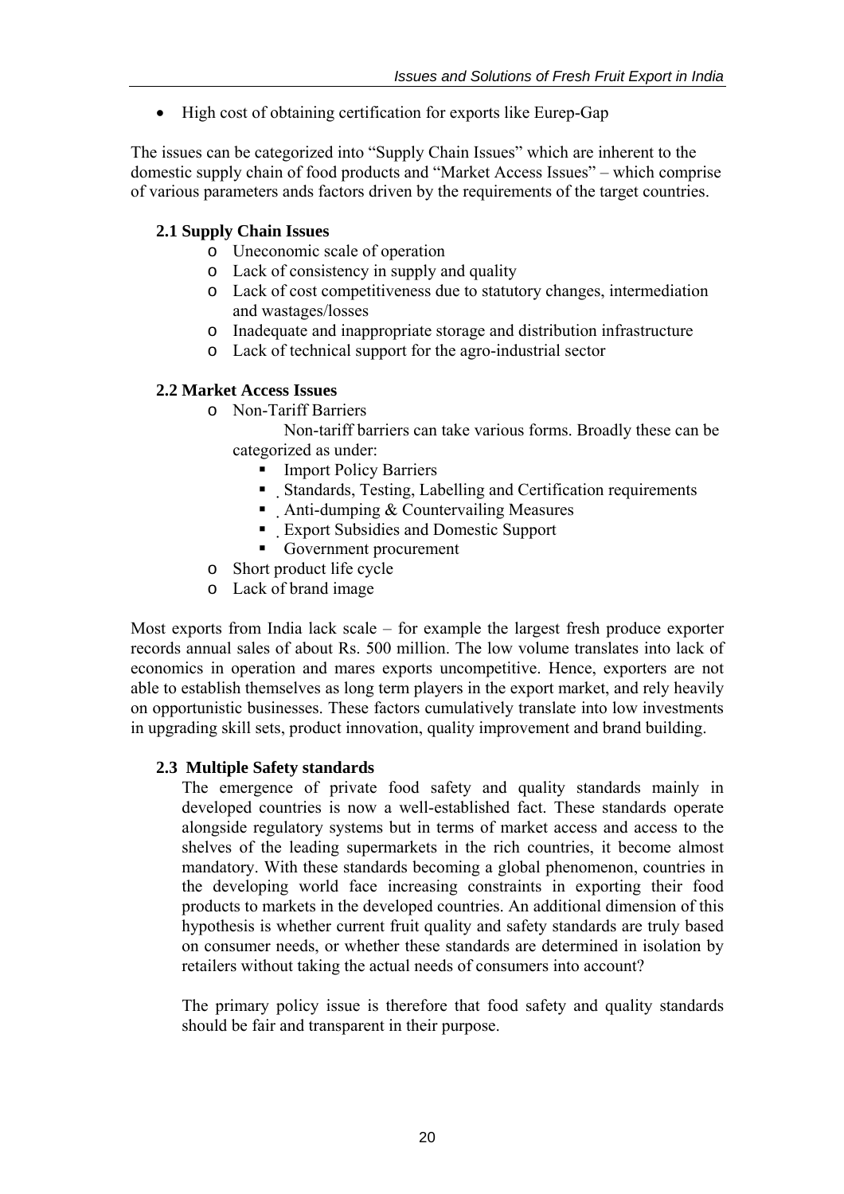- High cost of obtaining certification for exports like Eurep-Gap

The issues can be categorized into "Supply Chain Issues" which are inherent to the domestic supply chain of food products and "Market Access Issues" – which comprise of various parameters ands factors driven by the requirements of the target countries.

### 2.1 Supply Chain Issues

- Uneconomic scale of operation
- Lack of consistency in supply and quality
- Lack of cost competitiveness due to statutory changes, intermediation and wastages/losses
- Inadequate and inappropriate storage and distribution infrastructure
- Lack of technical support for the agro-industrial sector

### 2.2 Market Access Issues

- Non-Tariff Barriers

  Non-tariff barriers can take various forms. Broadly these can be categorized as under:
  - Import Policy Barriers
  - Standards, Testing, Labelling and Certification requirements
  - Anti-dumping & Countervailing Measures
  - Export Subsidies and Domestic Support
  - Government procurement
- Short product life cycle
- Lack of brand image

Most exports from India lack scale – for example the largest fresh produce exporter records annual sales of about Rs. 500 million. The low volume translates into lack of economics in operation and mares exports uncompetitive. Hence, exporters are not able to establish themselves as long term players in the export market, and rely heavily on opportunistic businesses. These factors cumulatively translate into low investments in upgrading skill sets, product innovation, quality improvement and brand building.

### 2.3 Multiple Safety standards

The emergence of private food safety and quality standards mainly in developed countries is now a well-established fact. These standards operate alongside regulatory systems but in terms of market access and access to the shelves of the leading supermarkets in the rich countries, it become almost mandatory. With these standards becoming a global phenomenon, countries in the developing world face increasing constraints in exporting their food products to markets in the developed countries. An additional dimension of this hypothesis is whether current fruit quality and safety standards are truly based on consumer needs, or whether these standards are determined in isolation by retailers without taking the actual needs of consumers into account?

The primary policy issue is therefore that food safety and quality standards should be fair and transparent in their purpose.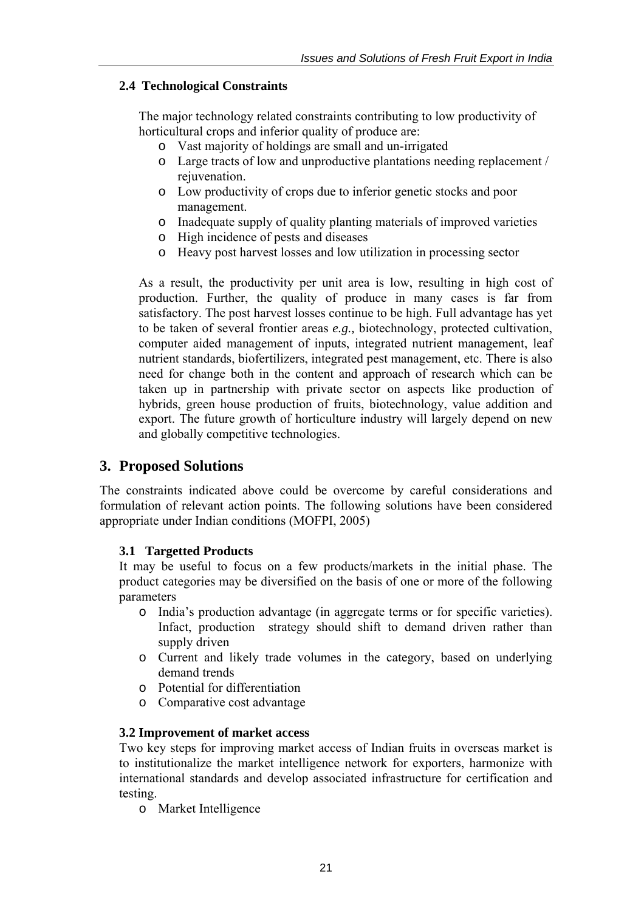### 2.4 Technological Constraints

The major technology related constraints contributing to low productivity of horticultural crops and inferior quality of produce are:

- Vast majority of holdings are small and un-irrigated
- Large tracts of low and unproductive plantations needing replacement / rejuvenation.
- Low productivity of crops due to inferior genetic stocks and poor management.
- Inadequate supply of quality planting materials of improved varieties
- High incidence of pests and diseases
- Heavy post harvest losses and low utilization in processing sector

As a result, the productivity per unit area is low, resulting in high cost of production. Further, the quality of produce in many cases is far from satisfactory. The post harvest losses continue to be high. Full advantage has yet to be taken of several frontier areas *e.g.,* biotechnology, protected cultivation, computer aided management of inputs, integrated nutrient management, leaf nutrient standards, biofertilizers, integrated pest management, etc. There is also need for change both in the content and approach of research which can be taken up in partnership with private sector on aspects like production of hybrids, green house production of fruits, biotechnology, value addition and export. The future growth of horticulture industry will largely depend on new and globally competitive technologies.

## 3. Proposed Solutions

The constraints indicated above could be overcome by careful considerations and formulation of relevant action points. The following solutions have been considered appropriate under Indian conditions (MOFPI, 2005)

### 3.1 Targetted Products

It may be useful to focus on a few products/markets in the initial phase. The product categories may be diversified on the basis of one or more of the following parameters

- India's production advantage (in aggregate terms or for specific varieties). Infact, production strategy should shift to demand driven rather than supply driven
- Current and likely trade volumes in the category, based on underlying demand trends
- Potential for differentiation
- Comparative cost advantage

### 3.2 Improvement of market access

Two key steps for improving market access of Indian fruits in overseas market is to institutionalize the market intelligence network for exporters, harmonize with international standards and develop associated infrastructure for certification and testing.

- Market Intelligence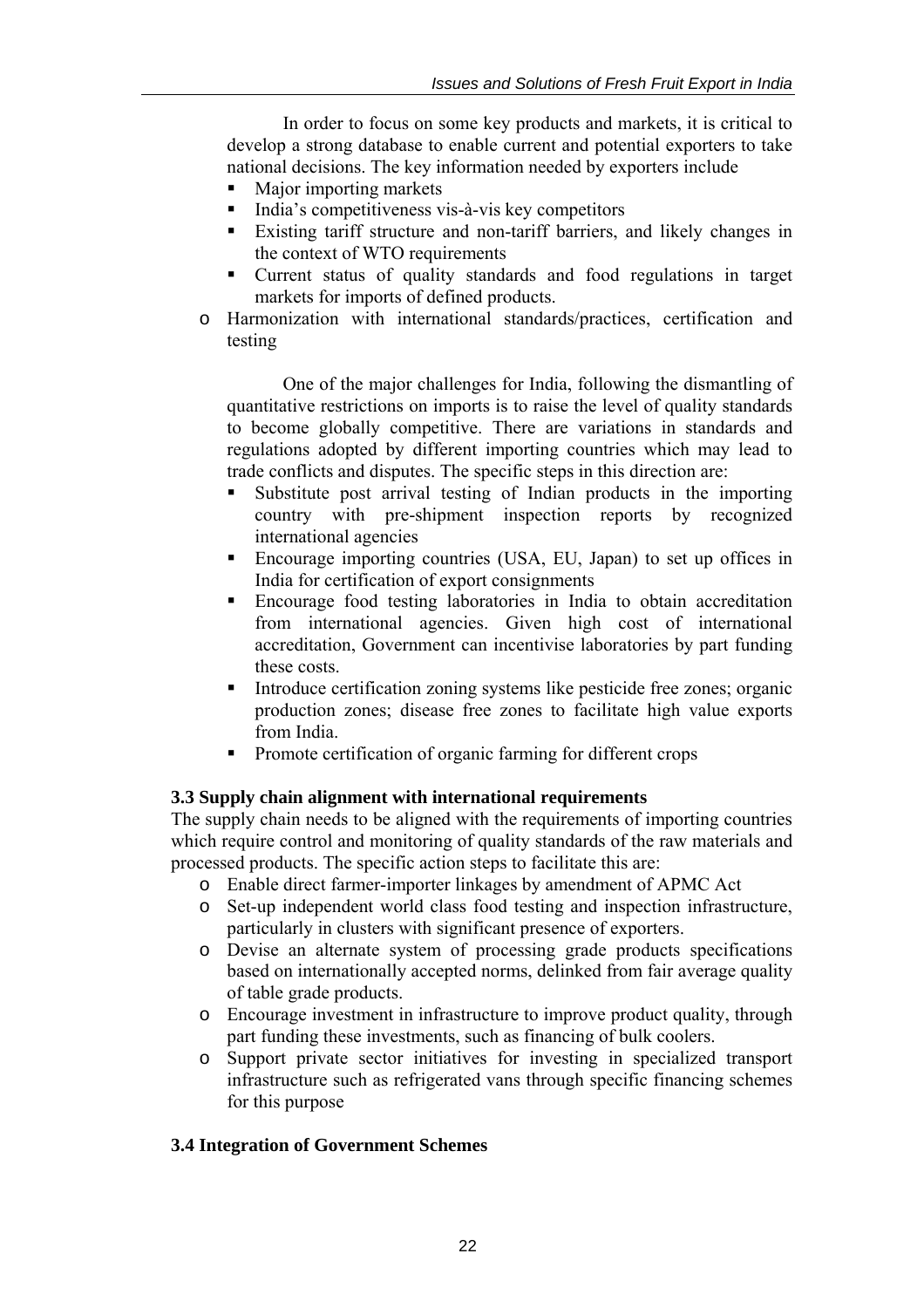In order to focus on some key products and markets, it is critical to develop a strong database to enable current and potential exporters to take national decisions. The key information needed by exporters include

- Major importing markets
- India's competitiveness vis-à-vis key competitors
- Existing tariff structure and non-tariff barriers, and likely changes in the context of WTO requirements
- Current status of quality standards and food regulations in target markets for imports of defined products.

- Harmonization with international standards/practices, certification and testing

One of the major challenges for India, following the dismantling of quantitative restrictions on imports is to raise the level of quality standards to become globally competitive. There are variations in standards and regulations adopted by different importing countries which may lead to trade conflicts and disputes. The specific steps in this direction are:

- Substitute post arrival testing of Indian products in the importing country with pre-shipment inspection reports by recognized international agencies
- Encourage importing countries (USA, EU, Japan) to set up offices in India for certification of export consignments
- Encourage food testing laboratories in India to obtain accreditation from international agencies. Given high cost of international accreditation, Government can incentivise laboratories by part funding these costs.
- Introduce certification zoning systems like pesticide free zones; organic production zones; disease free zones to facilitate high value exports from India.
- Promote certification of organic farming for different crops

### 3.3 Supply chain alignment with international requirements

The supply chain needs to be aligned with the requirements of importing countries which require control and monitoring of quality standards of the raw materials and processed products. The specific action steps to facilitate this are:

- Enable direct farmer-importer linkages by amendment of APMC Act
- Set-up independent world class food testing and inspection infrastructure, particularly in clusters with significant presence of exporters.
- Devise an alternate system of processing grade products specifications based on internationally accepted norms, delinked from fair average quality of table grade products.
- Encourage investment in infrastructure to improve product quality, through part funding these investments, such as financing of bulk coolers.
- Support private sector initiatives for investing in specialized transport infrastructure such as refrigerated vans through specific financing schemes for this purpose

### 3.4 Integration of Government Schemes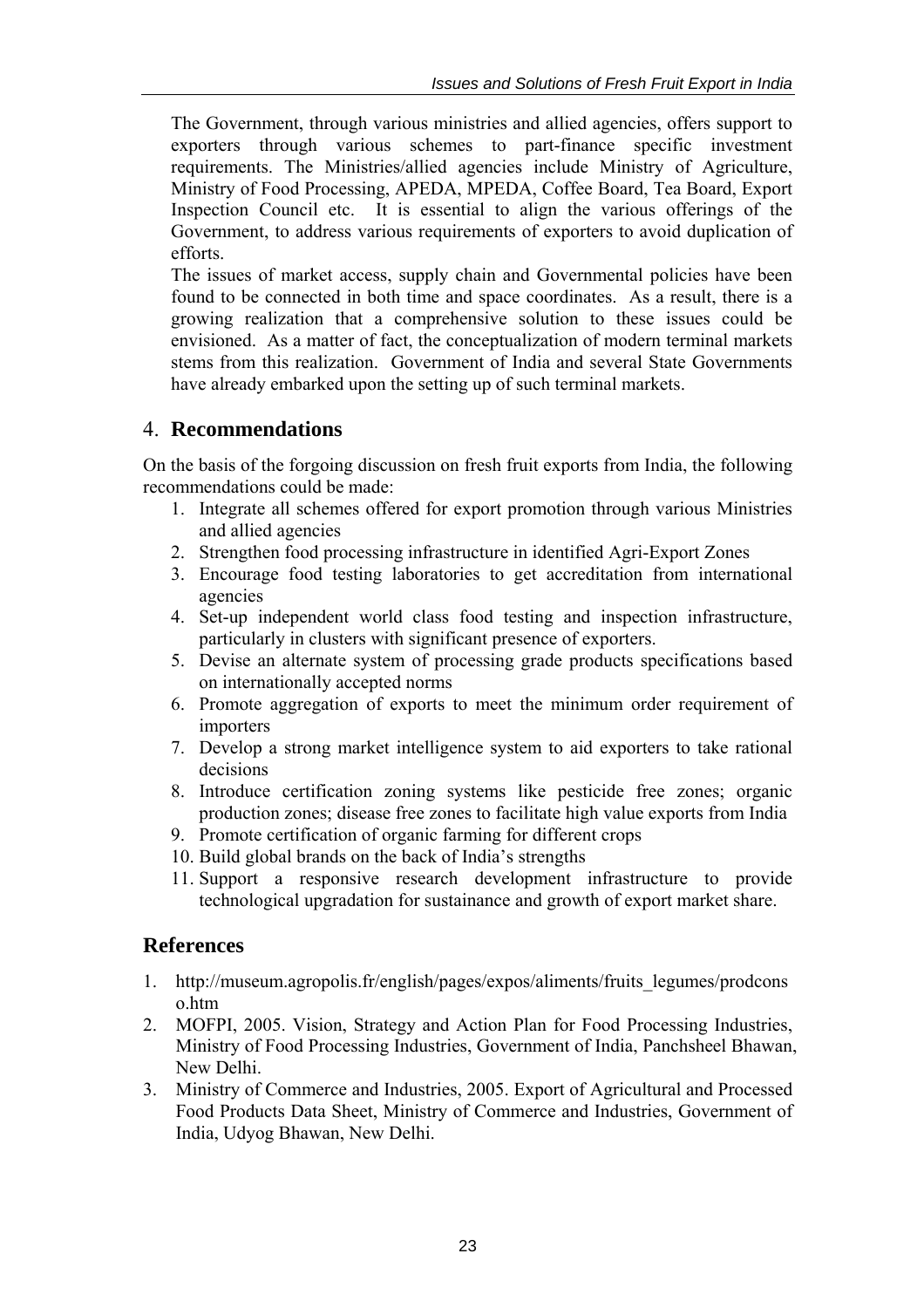The Government, through various ministries and allied agencies, offers support to exporters through various schemes to part-finance specific investment requirements. The Ministries/allied agencies include Ministry of Agriculture, Ministry of Food Processing, APEDA, MPEDA, Coffee Board, Tea Board, Export Inspection Council etc. It is essential to align the various offerings of the Government, to address various requirements of exporters to avoid duplication of efforts.

The issues of market access, supply chain and Governmental policies have been found to be connected in both time and space coordinates. As a result, there is a growing realization that a comprehensive solution to these issues could be envisioned. As a matter of fact, the conceptualization of modern terminal markets stems from this realization. Government of India and several State Governments have already embarked upon the setting up of such terminal markets.

## 4. **Recommendations**

On the basis of the forgoing discussion on fresh fruit exports from India, the following recommendations could be made:

1. Integrate all schemes offered for export promotion through various Ministries and allied agencies
2. Strengthen food processing infrastructure in identified Agri-Export Zones
3. Encourage food testing laboratories to get accreditation from international agencies
4. Set-up independent world class food testing and inspection infrastructure, particularly in clusters with significant presence of exporters.
5. Devise an alternate system of processing grade products specifications based on internationally accepted norms
6. Promote aggregation of exports to meet the minimum order requirement of importers
7. Develop a strong market intelligence system to aid exporters to take rational decisions
8. Introduce certification zoning systems like pesticide free zones; organic production zones; disease free zones to facilitate high value exports from India
9. Promote certification of organic farming for different crops
10. Build global brands on the back of India's strengths
11. Support a responsive research development infrastructure to provide technological upgradation for sustainance and growth of export market share.

## References

1. http://museum.agropolis.fr/english/pages/expos/aliments/fruits_legumes/prodconso.htm
2. MOFPI, 2005. Vision, Strategy and Action Plan for Food Processing Industries, Ministry of Food Processing Industries, Government of India, Panchsheel Bhawan, New Delhi.
3. Ministry of Commerce and Industries, 2005. Export of Agricultural and Processed Food Products Data Sheet, Ministry of Commerce and Industries, Government of India, Udyog Bhawan, New Delhi.